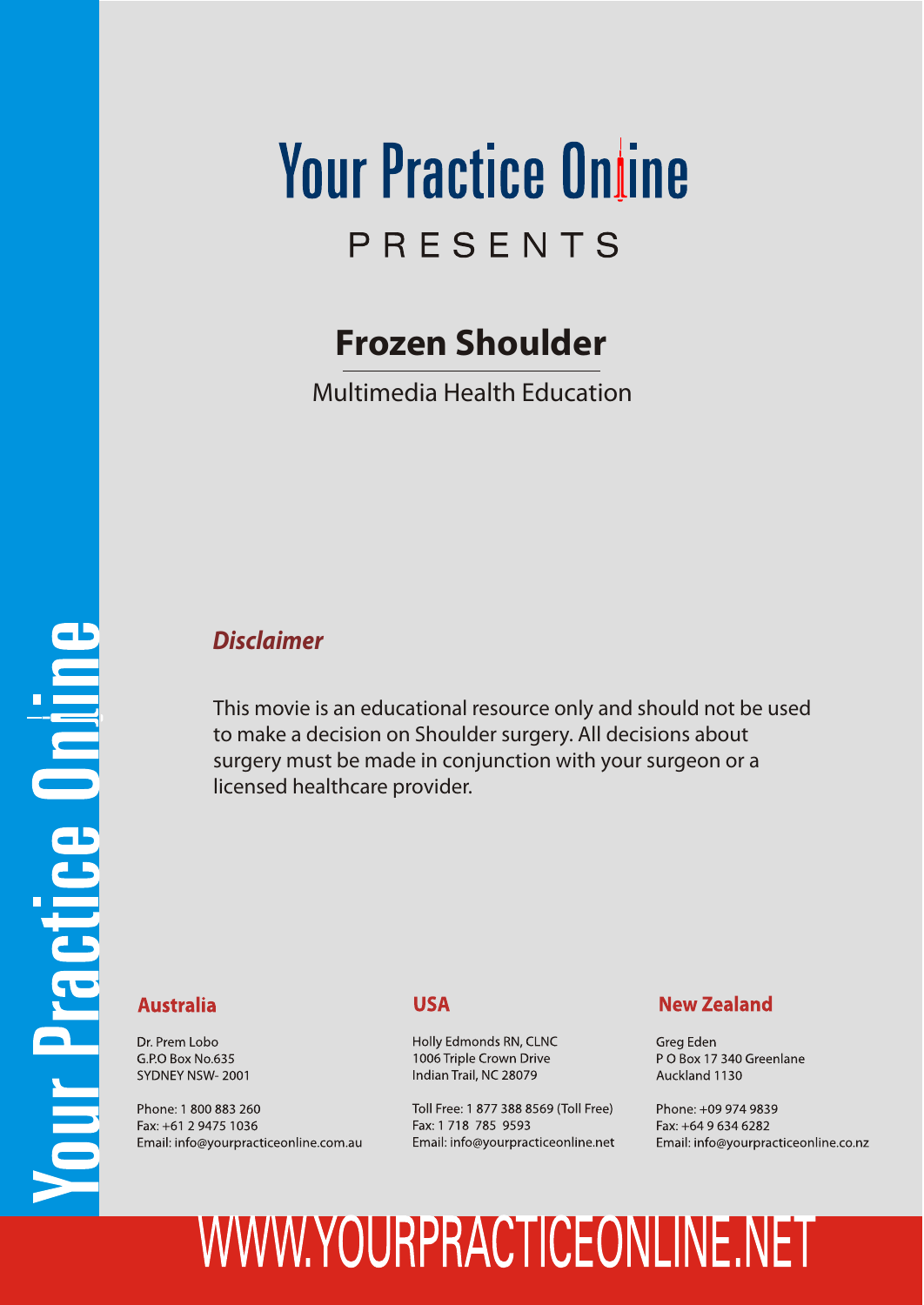# Your Practice Online

PRESENTS

## Frozen Shoulder

Multimedia Health Education

### *Disclaimer*

This movie is an educational resource only and should not be used to make a decision on Shoulder surgery. All decisions about surgery must be made in conjunction with your surgeon or a licensed healthcare provider.

**Australia**

Dr. Prem Lobo
G.P.O Box No.635
SYDNEY NSW- 2001

Phone: 1 800 883 260
Fax: +61 2 9475 1036
Email: info@yourpracticeonline.com.au

**USA**

Holly Edmonds RN, CLNC
1006 Triple Crown Drive
Indian Trail, NC 28079

Toll Free: 1 877 388 8569 (Toll Free)
Fax: 1 718 785 9593
Email: info@yourpracticeonline.net

**New Zealand**

Greg Eden
P O Box 17 340 Greenlane
Auckland 1130

Phone: +09 974 9839
Fax: +64 9 634 6282
Email: info@yourpracticeonline.co.nz

WWW.YOURPRACTICEONLINE.NET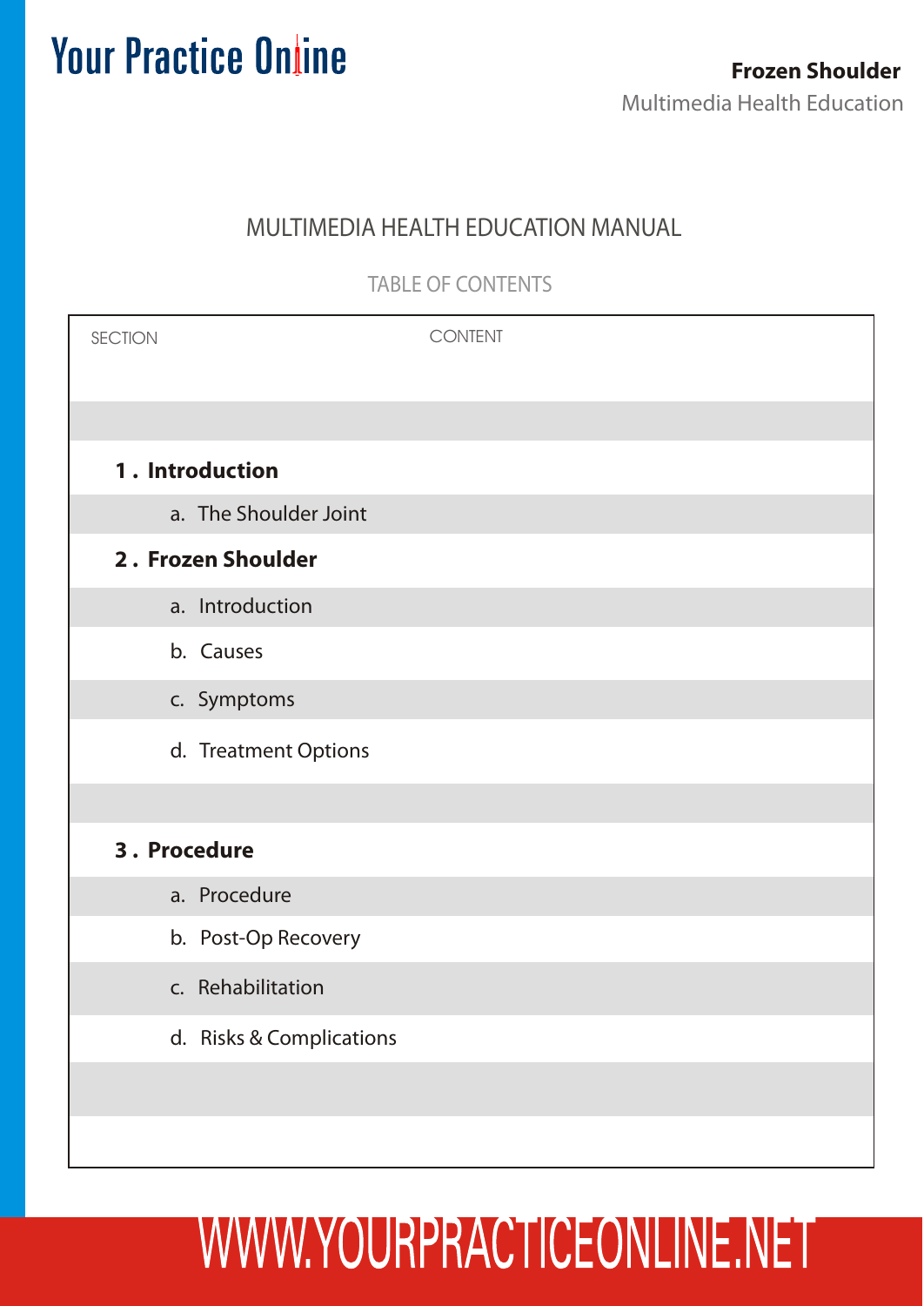# MULTIMEDIA HEALTH EDUCATION MANUAL

## TABLE OF CONTENTS

| SECTION | CONTENT |
|---|---|
| **1 . Introduction** | |
| a. The Shoulder Joint | |
| **2 . Frozen Shoulder** | |
| a. Introduction | |
| b. Causes | |
| c. Symptoms | |
| d. Treatment Options | |
| **3 . Procedure** | |
| a. Procedure | |
| b. Post-Op Recovery | |
| c. Rehabilitation | |
| d. Risks & Complications | |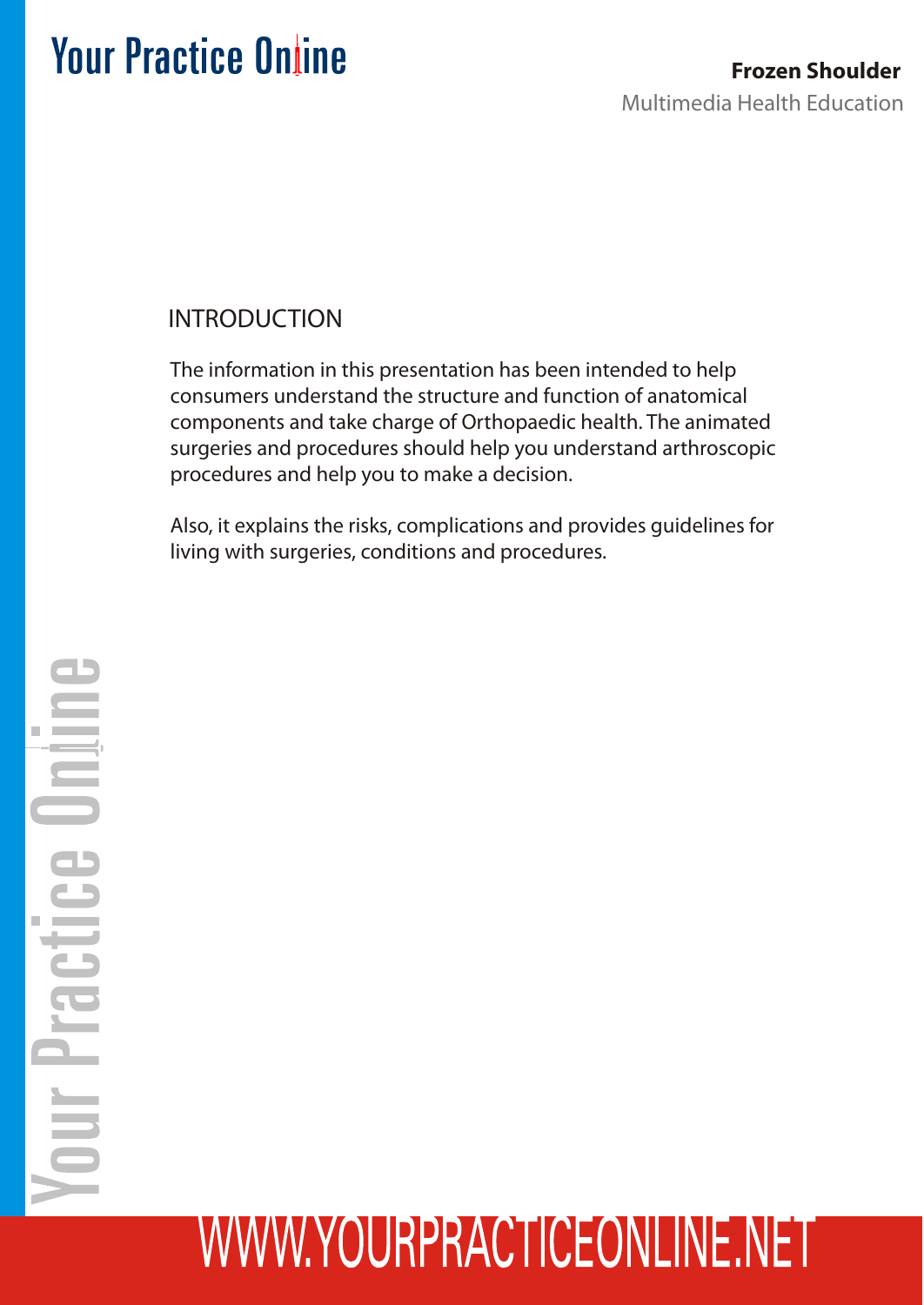## INTRODUCTION

The information in this presentation has been intended to help consumers understand the structure and function of anatomical components and take charge of Orthopaedic health. The animated surgeries and procedures should help you understand arthroscopic procedures and help you to make a decision.

Also, it explains the risks, complications and provides guidelines for living with surgeries, conditions and procedures.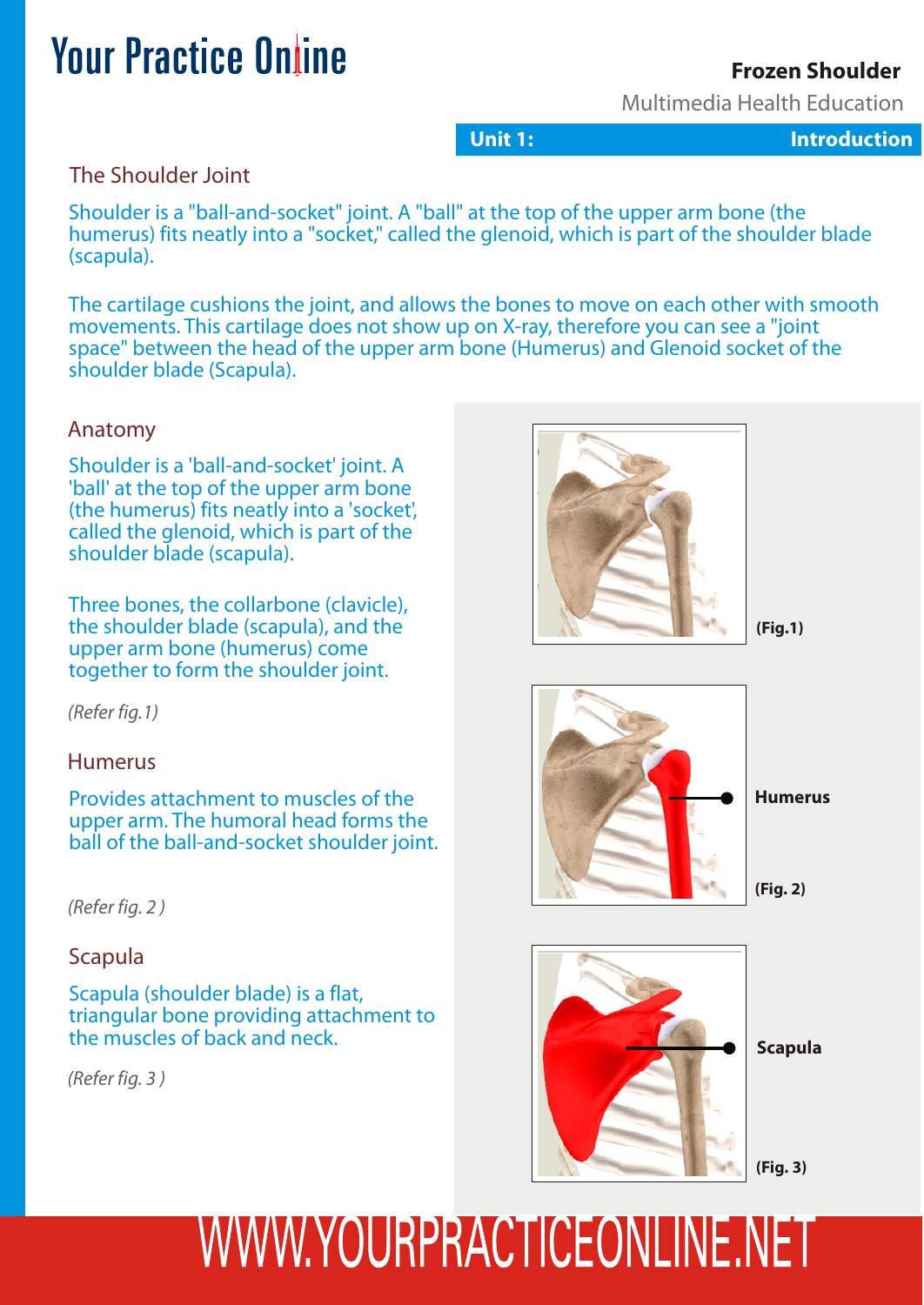## The Shoulder Joint

Shoulder is a "ball-and-socket" joint. A "ball" at the top of the upper arm bone (the humerus) fits neatly into a "socket," called the glenoid, which is part of the shoulder blade (scapula).

The cartilage cushions the joint, and allows the bones to move on each other with smooth movements. This cartilage does not show up on X-ray, therefore you can see a "joint space" between the head of the upper arm bone (Humerus) and Glenoid socket of the shoulder blade (Scapula).

## Anatomy

Shoulder is a 'ball-and-socket' joint. A 'ball' at the top of the upper arm bone (the humerus) fits neatly into a 'socket', called the glenoid, which is part of the shoulder blade (scapula).

Three bones, the collarbone (clavicle), the shoulder blade (scapula), and the upper arm bone (humerus) come together to form the shoulder joint.

*(Refer fig.1)*

**(Fig.1)**

## Humerus

Provides attachment to muscles of the upper arm. The humoral head forms the ball of the ball-and-socket shoulder joint.

*(Refer fig. 2 )*

**Humerus**

**(Fig. 2)**

## Scapula

Scapula (shoulder blade) is a flat, triangular bone providing attachment to the muscles of back and neck.

*(Refer fig. 3 )*

**Scapula**

**(Fig. 3)**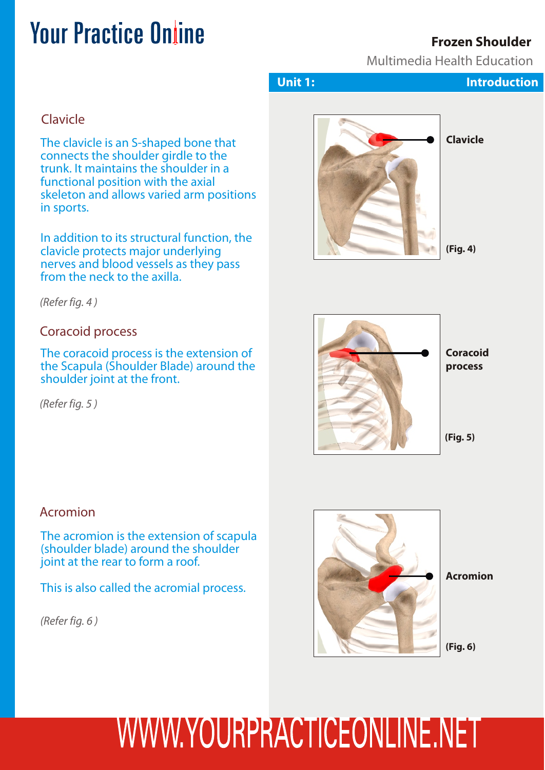## Clavicle

The clavicle is an S-shaped bone that connects the shoulder girdle to the trunk. It maintains the shoulder in a functional position with the axial skeleton and allows varied arm positions in sports.

In addition to its structural function, the clavicle protects major underlying nerves and blood vessels as they pass from the neck to the axilla.

*(Refer fig. 4 )*

Clavicle

**(Fig. 4)**

## Coracoid process

The coracoid process is the extension of the Scapula (Shoulder Blade) around the shoulder joint at the front.

*(Refer fig. 5 )*

Coracoid process

**(Fig. 5)**

## Acromion

The acromion is the extension of scapula (shoulder blade) around the shoulder joint at the rear to form a roof.

This is also called the acromial process.

*(Refer fig. 6 )*

Acromion

**(Fig. 6)**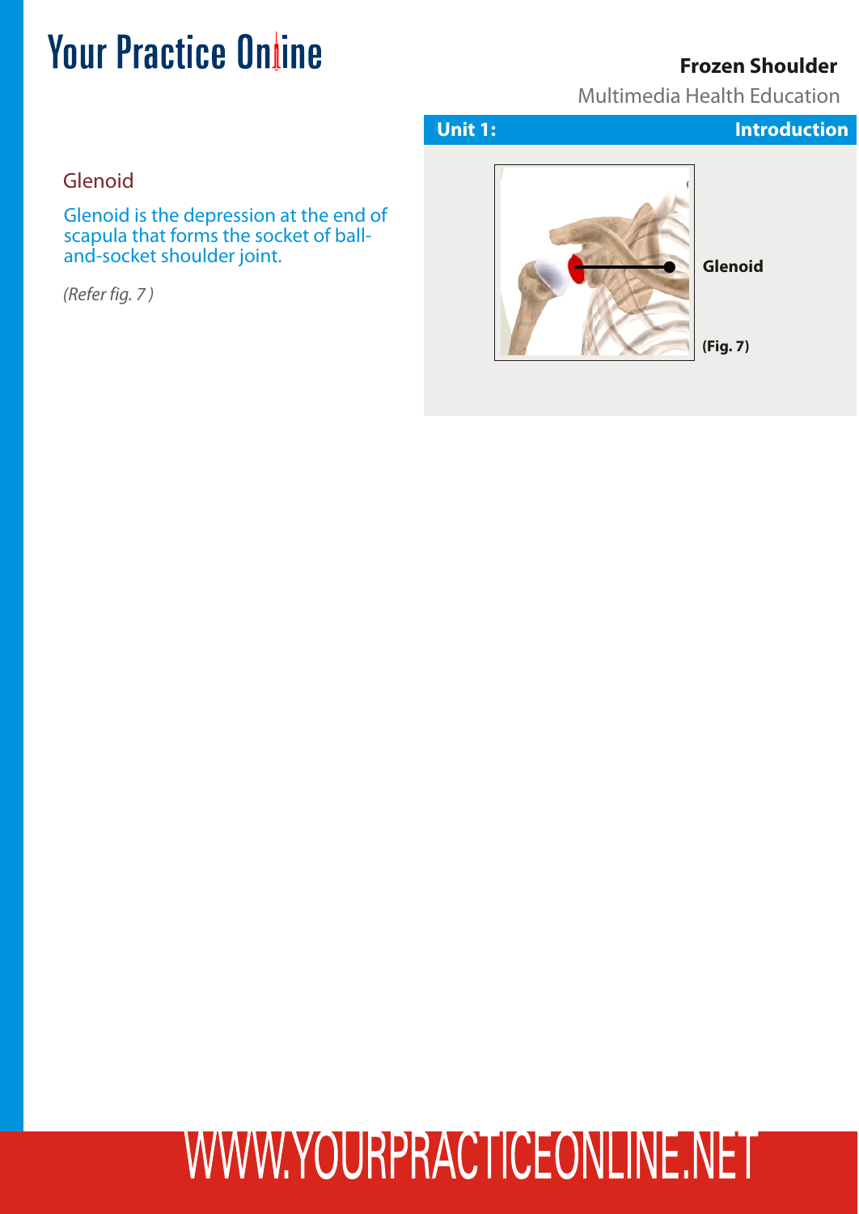## Glenoid

Glenoid is the depression at the end of scapula that forms the socket of ball-and-socket shoulder joint.

*(Refer fig. 7 )*

**Unit 1: Introduction**

Glenoid

(Fig. 7)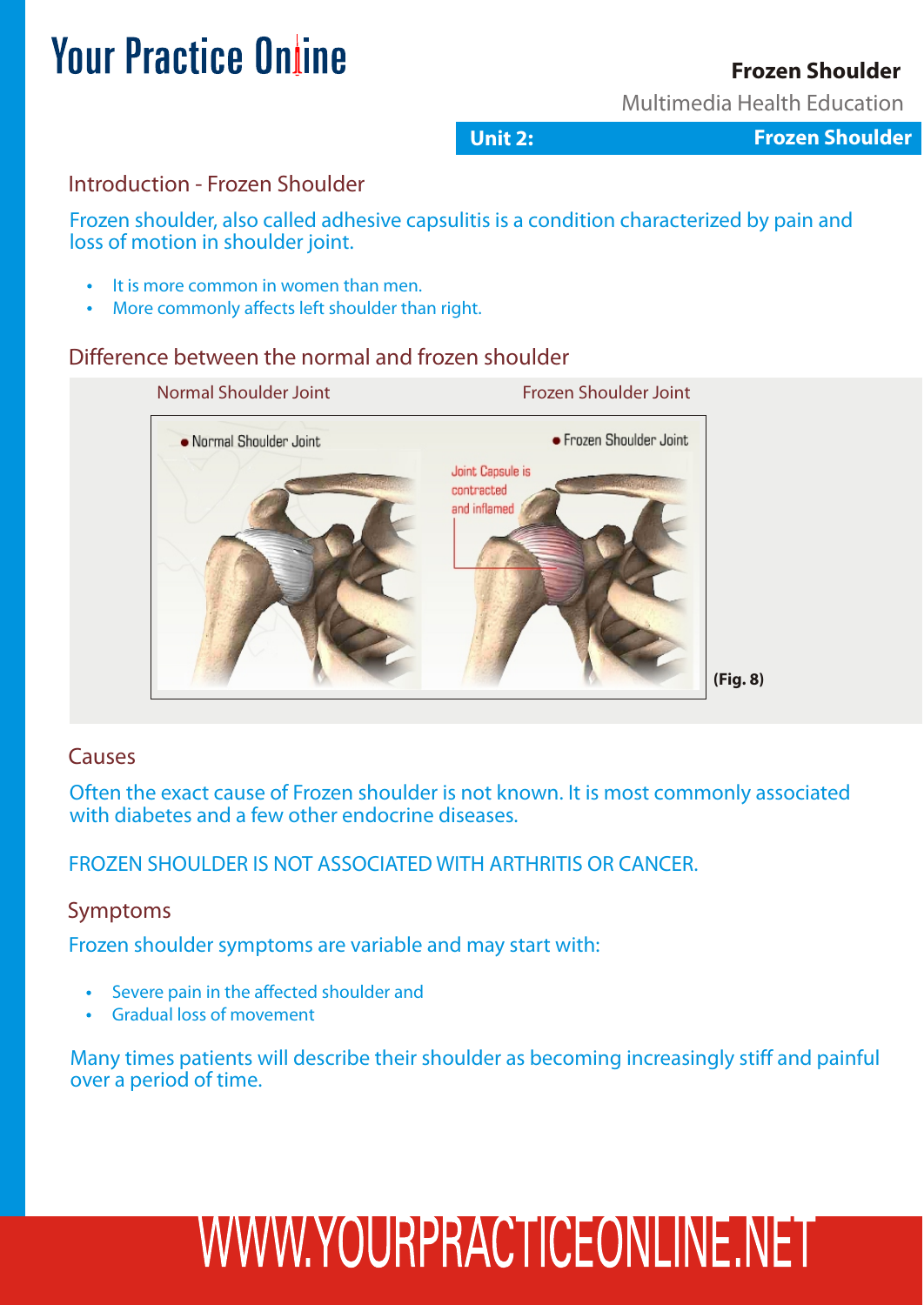## Introduction - Frozen Shoulder

Frozen shoulder, also called adhesive capsulitis is a condition characterized by pain and loss of motion in shoulder joint.

- It is more common in women than men.
- More commonly affects left shoulder than right.

## Difference between the normal and frozen shoulder

Normal Shoulder Joint Frozen Shoulder Joint

(Fig. 8)

## Causes

Often the exact cause of Frozen shoulder is not known. It is most commonly associated with diabetes and a few other endocrine diseases.

FROZEN SHOULDER IS NOT ASSOCIATED WITH ARTHRITIS OR CANCER.

## Symptoms

Frozen shoulder symptoms are variable and may start with:

- Severe pain in the affected shoulder and
- Gradual loss of movement

Many times patients will describe their shoulder as becoming increasingly stiff and painful over a period of time.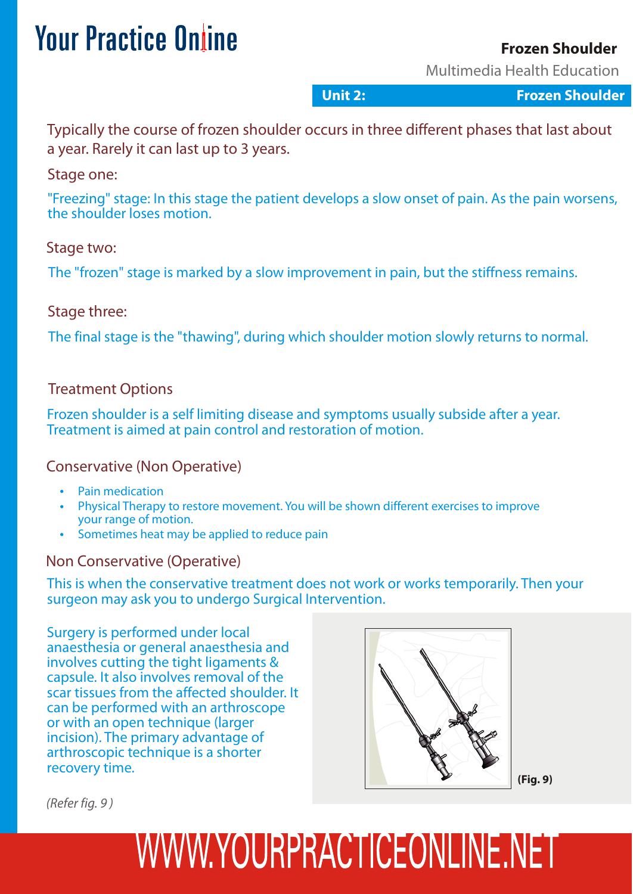Typically the course of frozen shoulder occurs in three different phases that last about a year. Rarely it can last up to 3 years.

### Stage one:

"Freezing" stage: In this stage the patient develops a slow onset of pain. As the pain worsens, the shoulder loses motion.

### Stage two:

The "frozen" stage is marked by a slow improvement in pain, but the stiffness remains.

### Stage three:

The final stage is the "thawing", during which shoulder motion slowly returns to normal.

## Treatment Options

Frozen shoulder is a self limiting disease and symptoms usually subside after a year. Treatment is aimed at pain control and restoration of motion.

### Conservative (Non Operative)

- Pain medication
- Physical Therapy to restore movement. You will be shown different exercises to improve your range of motion.
- Sometimes heat may be applied to reduce pain

### Non Conservative (Operative)

This is when the conservative treatment does not work or works temporarily. Then your surgeon may ask you to undergo Surgical Intervention.

Surgery is performed under local anaesthesia or general anaesthesia and involves cutting the tight ligaments & capsule. It also involves removal of the scar tissues from the affected shoulder. It can be performed with an arthroscope or with an open technique (larger incision). The primary advantage of arthroscopic technique is a shorter recovery time.

*(Refer fig. 9 )*

**(Fig. 9)**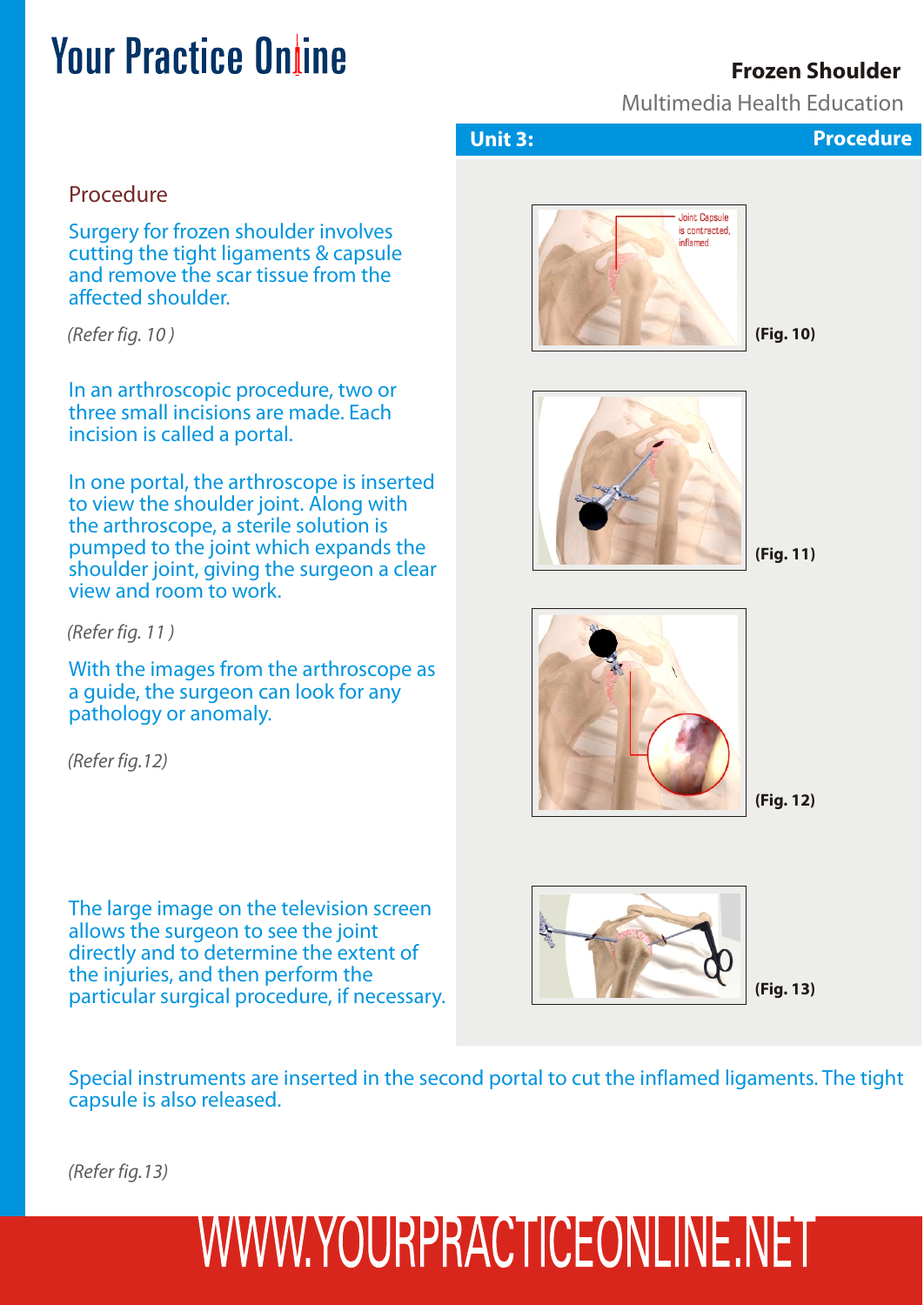## Unit 3: Procedure

### Procedure

Surgery for frozen shoulder involves cutting the tight ligaments & capsule and remove the scar tissue from the affected shoulder.

*(Refer fig. 10 )*

In an arthroscopic procedure, two or three small incisions are made. Each incision is called a portal.

In one portal, the arthroscope is inserted to view the shoulder joint. Along with the arthroscope, a sterile solution is pumped to the joint which expands the shoulder joint, giving the surgeon a clear view and room to work.

*(Refer fig. 11 )*

With the images from the arthroscope as a guide, the surgeon can look for any pathology or anomaly.

*(Refer fig.12)*

The large image on the television screen allows the surgeon to see the joint directly and to determine the extent of the injuries, and then perform the particular surgical procedure, if necessary.

Joint Capsule is contracted, inflamed

**(Fig. 10)**

**(Fig. 11)**

**(Fig. 12)**

**(Fig. 13)**

Special instruments are inserted in the second portal to cut the inflamed ligaments. The tight capsule is also released.

*(Refer fig.13)*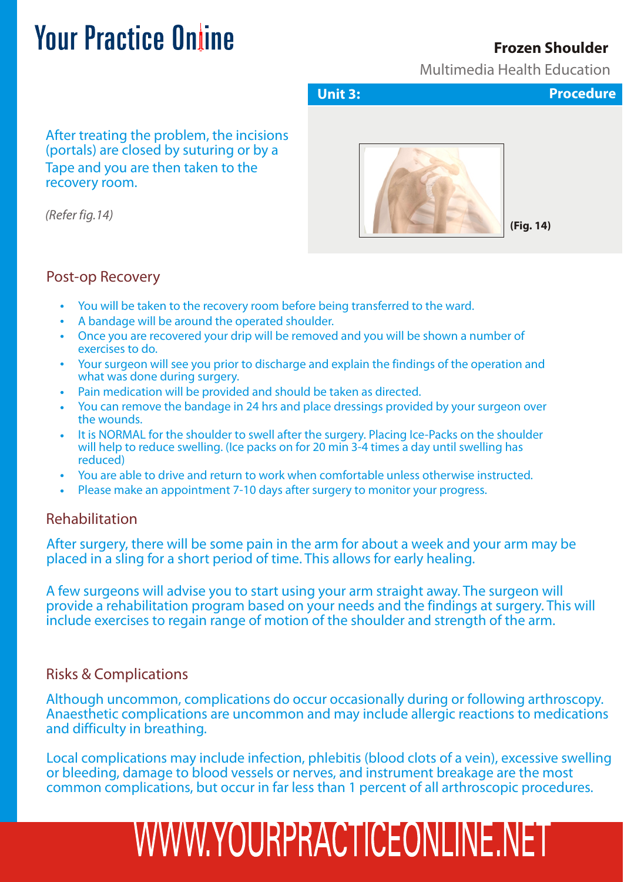## Unit 3: Procedure

After treating the problem, the incisions (portals) are closed by suturing or by a Tape and you are then taken to the recovery room.

*(Refer fig.14)*

**(Fig. 14)**

### Post-op Recovery

- You will be taken to the recovery room before being transferred to the ward.
- A bandage will be around the operated shoulder.
- Once you are recovered your drip will be removed and you will be shown a number of exercises to do.
- Your surgeon will see you prior to discharge and explain the findings of the operation and what was done during surgery.
- Pain medication will be provided and should be taken as directed.
- You can remove the bandage in 24 hrs and place dressings provided by your surgeon over the wounds.
- It is NORMAL for the shoulder to swell after the surgery. Placing Ice-Packs on the shoulder will help to reduce swelling. (Ice packs on for 20 min 3-4 times a day until swelling has reduced)
- You are able to drive and return to work when comfortable unless otherwise instructed.
- Please make an appointment 7-10 days after surgery to monitor your progress.

### Rehabilitation

After surgery, there will be some pain in the arm for about a week and your arm may be placed in a sling for a short period of time. This allows for early healing.

A few surgeons will advise you to start using your arm straight away. The surgeon will provide a rehabilitation program based on your needs and the findings at surgery. This will include exercises to regain range of motion of the shoulder and strength of the arm.

### Risks & Complications

Although uncommon, complications do occur occasionally during or following arthroscopy. Anaesthetic complications are uncommon and may include allergic reactions to medications and difficulty in breathing.

Local complications may include infection, phlebitis (blood clots of a vein), excessive swelling or bleeding, damage to blood vessels or nerves, and instrument breakage are the most common complications, but occur in far less than 1 percent of all arthroscopic procedures.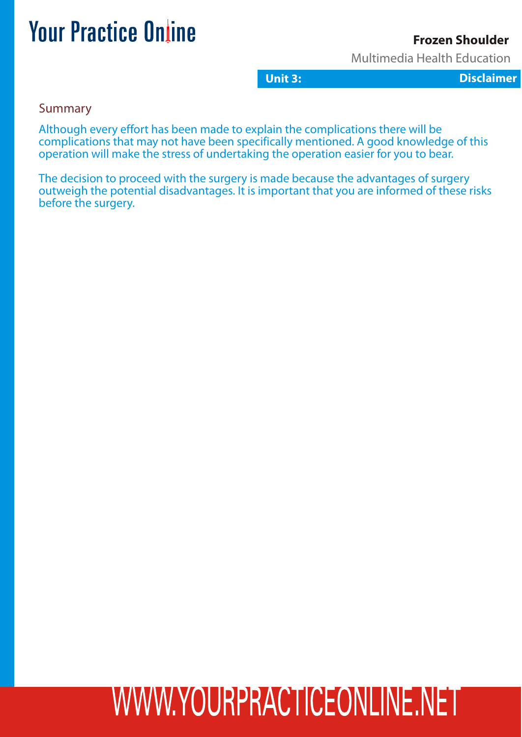## Unit 3: Disclaimer

### Summary

Although every effort has been made to explain the complications there will be complications that may not have been specifically mentioned. A good knowledge of this operation will make the stress of undertaking the operation easier for you to bear.

The decision to proceed with the surgery is made because the advantages of surgery outweigh the potential disadvantages. It is important that you are informed of these risks before the surgery.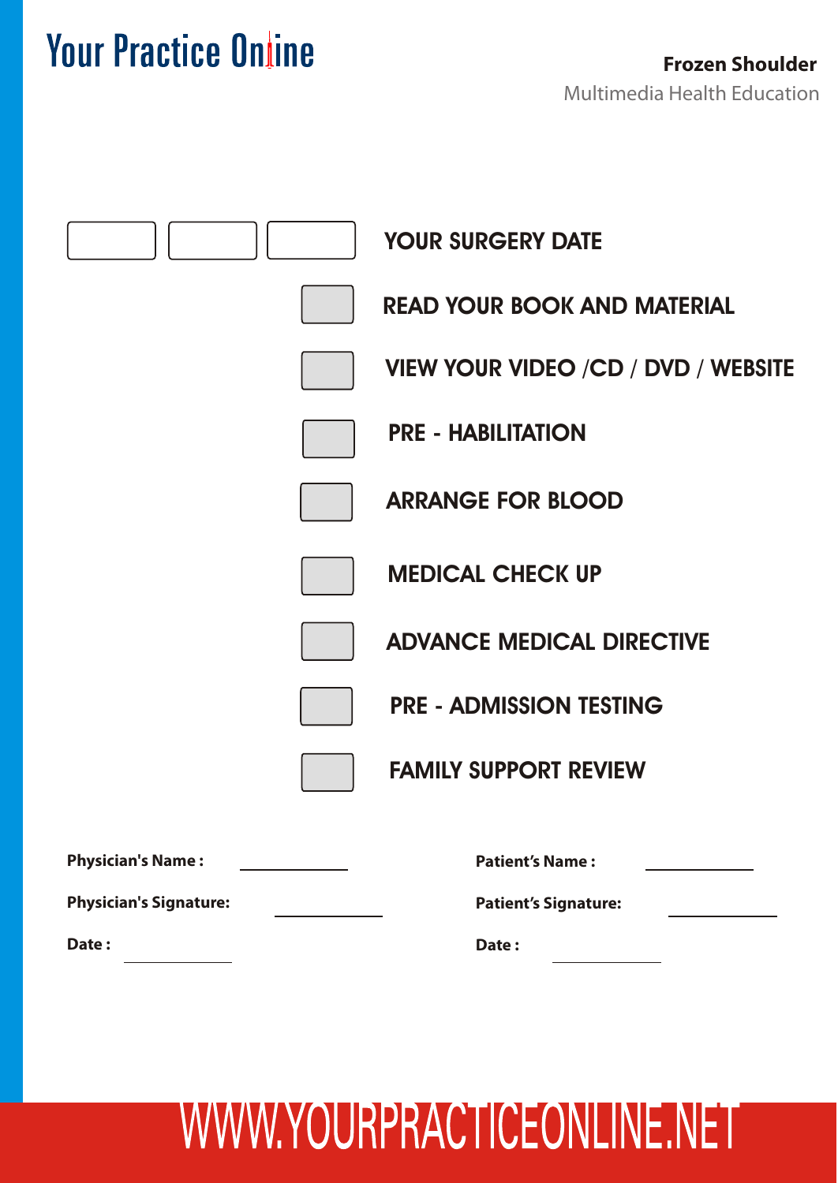YOUR SURGERY DATE

- [ ] READ YOUR BOOK AND MATERIAL
- [ ] VIEW YOUR VIDEO /CD / DVD / WEBSITE
- [ ] PRE - HABILITATION
- [ ] ARRANGE FOR BLOOD
- [ ] MEDICAL CHECK UP
- [ ] ADVANCE MEDICAL DIRECTIVE
- [ ] PRE - ADMISSION TESTING
- [ ] FAMILY SUPPORT REVIEW

**Physician's Name :** ____________

**Physician's Signature:** ____________

**Date :** ____________

**Patient's Name :** ____________

**Patient's Signature:** ____________

**Date :** ____________

WWW.YOURPRACTICEONLINE.NET